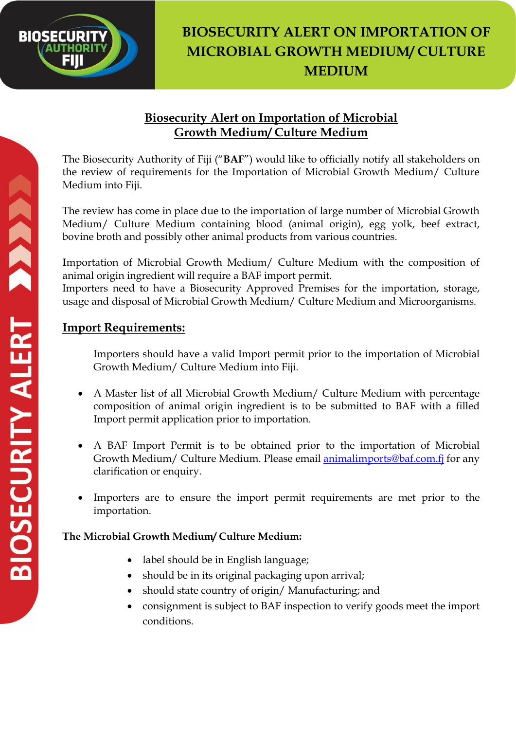# BIOSECURITY ALERT ON IMPORTATION OF MICROBIAL GROWTH MEDIUM/ CULTURE MEDIUM

## Biosecurity Alert on Importation of Microbial Growth Medium/ Culture Medium

The Biosecurity Authority of Fiji ("**BAF**") would like to officially notify all stakeholders on the review of requirements for the Importation of Microbial Growth Medium/ Culture Medium into Fiji.

The review has come in place due to the importation of large number of Microbial Growth Medium/ Culture Medium containing blood (animal origin), egg yolk, beef extract, bovine broth and possibly other animal products from various countries.

Importation of Microbial Growth Medium/ Culture Medium with the composition of animal origin ingredient will require a BAF import permit.
Importers need to have a Biosecurity Approved Premises for the importation, storage, usage and disposal of Microbial Growth Medium/ Culture Medium and Microorganisms.

## Import Requirements:

Importers should have a valid Import permit prior to the importation of Microbial Growth Medium/ Culture Medium into Fiji.

- A Master list of all Microbial Growth Medium/ Culture Medium with percentage composition of animal origin ingredient is to be submitted to BAF with a filled Import permit application prior to importation.
- A BAF Import Permit is to be obtained prior to the importation of Microbial Growth Medium/ Culture Medium. Please email animalimports@baf.com.fj for any clarification or enquiry.
- Importers are to ensure the import permit requirements are met prior to the importation.

**The Microbial Growth Medium/ Culture Medium:**

- label should be in English language;
- should be in its original packaging upon arrival;
- should state country of origin/ Manufacturing; and
- consignment is subject to BAF inspection to verify goods meet the import conditions.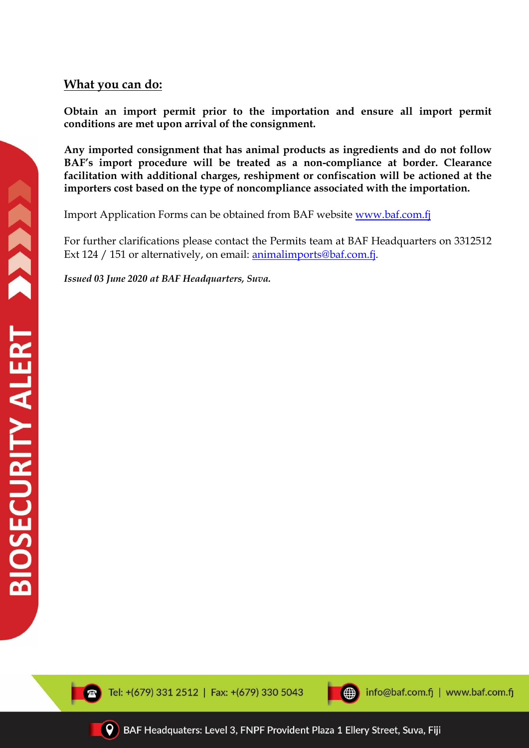## What you can do:

**Obtain an import permit prior to the importation and ensure all import permit conditions are met upon arrival of the consignment.**

**Any imported consignment that has animal products as ingredients and do not follow BAF's import procedure will be treated as a non-compliance at border. Clearance facilitation with additional charges, reshipment or confiscation will be actioned at the importers cost based on the type of noncompliance associated with the importation.**

Import Application Forms can be obtained from BAF website [www.baf.com.fj](http://www.baf.com.fj)

For further clarifications please contact the Permits team at BAF Headquarters on 3312512 Ext 124 / 151 or alternatively, on email: [animalimports@baf.com.fj](mailto:animalimports@baf.com.fj).

***Issued 03 June 2020 at BAF Headquarters, Suva.***